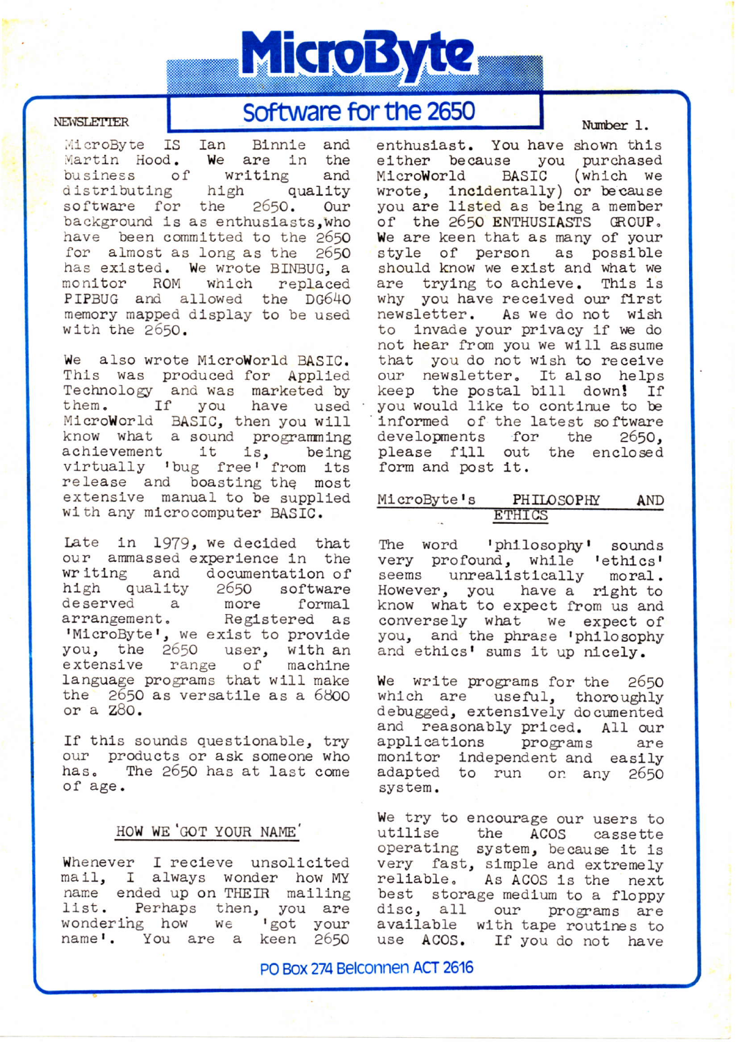# MicroByte

## Software for the 2650

NEWSLETTER

Number 1.

MicroByte IS Ian Binnie and Martin Hood. We are in the business of writing and distributing high quality software for the 2650. Our background is as enthusiasts, who have been committed to the 2650 for almost as long as the 2650 has existed. We wrote BINBUG, a monitor ROM which replaced PIPBUG and allowed the DG640 memory mapped display to be used with the 2650.

We also wrote MicroWorld BASIC. This was produced for Applied Technology and was marketed by them. If you have used MicroWorld BASIC, then you will know what a sound programming achievement it is, being virtually 'bug free' from its release and boasting the most extensive manual to be supplied with any microcomputer BASIC.

Late in 1979, we decided that our ammassed experience in the writing and documentation of high quality 2650 software deserved a more formal arrangement. Registered as 'MicroByte', we exist to provide you, the 2650 user, with an extensive range of machine language programs that will make the 2650 as versatile as a 6800 or a Z80.

If this sounds questionable, try our products or ask someone who has. The 2650 has at last come of age.

### HOW WE 'GOT YOUR NAME'

Whenever I recieve unsolicited mail, I always wonder how MY name ended up on THEIR mailing list. Perhaps then, you are wondering how we 'got your name'. You are a keen 2650 enthusiast. You have shown this either because you purchased MicroWorld BASIC (which we wrote, incidentally) or because you are listed as being a member of the 2650 ENTHUSIASTS GROUP. We are keen that as many of your style of person as possible should know we exist and what we are trying to achieve. This is why you have received our first newsletter. As we do not wish to invade your privacy if we do not hear from you we will assume that you do not wish to receive our newsletter. It also helps keep the postal bill down! If you would like to continue to be informed of the latest software developments for the 2650, please fill out the enclosed form and post it.

### MicroByte's PHILOSOPHY AND ETHICS

The word 'philosophy' sounds very profound, while 'ethics' seems unrealistically moral. However, you have a right to know what to expect from us and conversely what we expect of you, and the phrase 'philosophy and ethics' sums it up nicely.

We write programs for the 2650 which are useful, thoroughly debugged, extensively documented and reasonably priced. All our applications programs are monitor independent and easily adapted to run on any 2650 system.

We try to encourage our users to utilise the ACOS cassette operating system, because it is very fast, simple and extremely reliable. As ACOS is the next best storage medium to a floppy disc, all our programs are available with tape routines to use ACOS. If you do not have

PO Box 274 Belconnen ACT 2616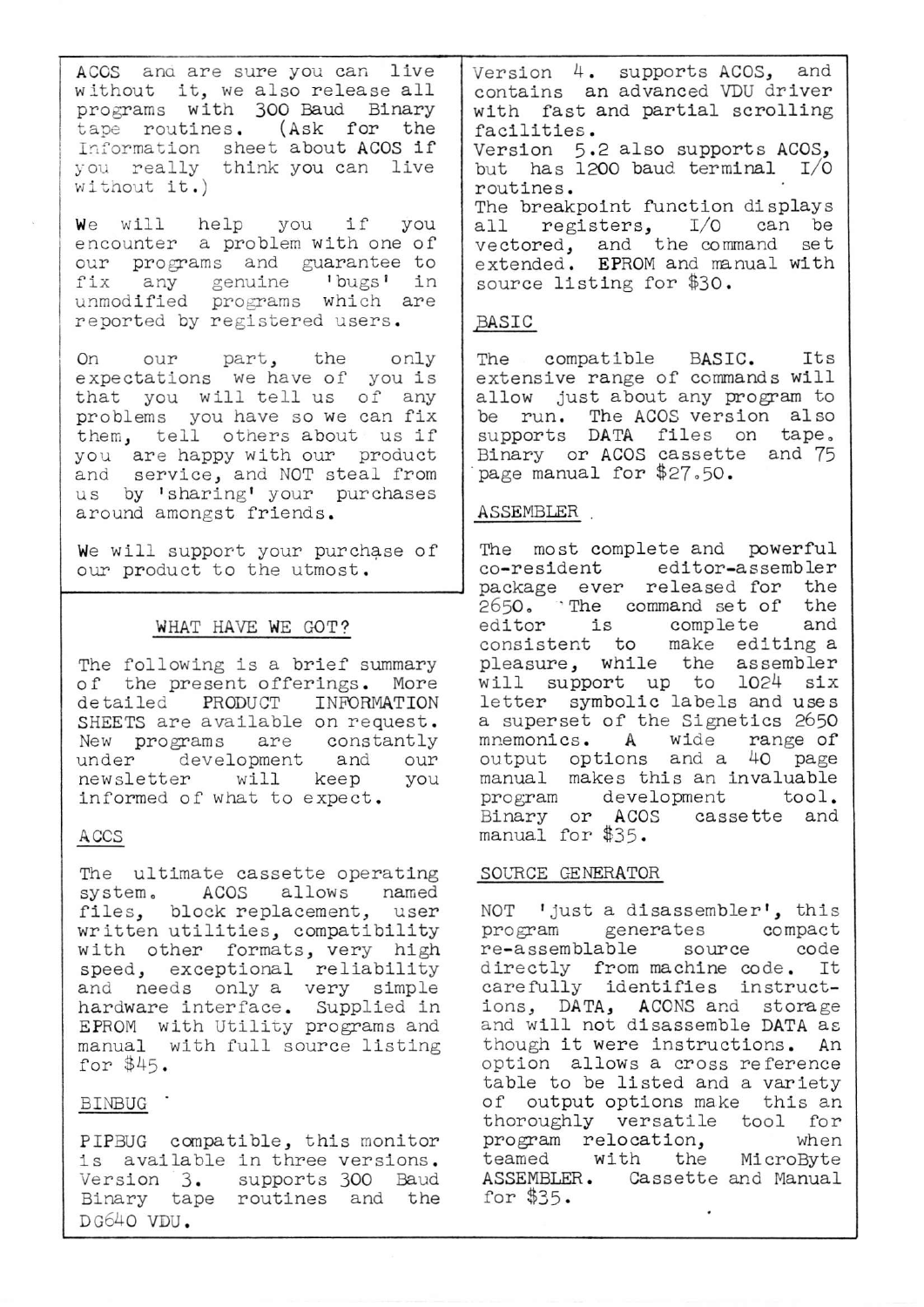ACOS and are sure you can live without it, we also release all programs with 300 Baud Binary tape routines. (Ask for the Information sheet about ACOS if you really think you can live without it.)

We will help you if you encounter a problem with one of our programs and guarantee to fix any genuine 'bugs' in unmodified programs which are reported by registered users.

On our part, the only expectations we have of you is that you will tell us of any problems you have so we can fix them, tell others about us if you are happy with our product and service, and NOT steal from us by 'sharing' your purchases around amongst friends.

We will support your purchase of our product to the utmost.

## WHAT HAVE WE GOT?

The following is a brief summary of the present offerings. More detailed PRODUCT INFORMATION SHEETS are available on request. New programs are constantly under development and our newsletter will keep you informed of what to expect.

### ACOS

The ultimate cassette operating system. ACOS allows named files, block replacement, user written utilities, compatibility with other formats, very high speed, exceptional reliability and needs only a very simple hardware interface. Supplied in EPROM with Utility programs and manual with full source listing for $45.

### BINBUG

PIPBUG compatible, this monitor is available in three versions. Version 3. supports 300 Baud Binary tape routines and the DG640 VDU.
Version 4. supports ACOS, and contains an advanced VDU driver with fast and partial scrolling facilities.
Version 5.2 also supports ACOS, but has 1200 baud terminal I/O routines.
The breakpoint function displays all registers, I/O can be vectored, and the command set extended. EPROM and manual with source listing for $30.

### BASIC

The compatible BASIC. Its extensive range of commands will allow just about any program to be run. The ACOS version also supports DATA files on tape. Binary or ACOS cassette and 75 page manual for $27.50.

### ASSEMBLER

The most complete and powerful co-resident editor-assembler package ever released for the 2650. The command set of the editor is complete and consistent to make editing a pleasure, while the assembler will support up to 1024 six letter symbolic labels and uses a superset of the Signetics 2650 mnemonics. A wide range of output options and a 40 page manual makes this an invaluable program development tool. Binary or ACOS cassette and manual for $35.

### SOURCE GENERATOR

NOT 'just a disassembler', this program generates compact re-assemblable source code directly from machine code. It carefully identifies instructions, DATA, ACONS and storage and will not disassemble DATA as though it were instructions. An option allows a cross reference table to be listed and a variety of output options make this a thoroughly versatile tool for program relocation, when teamed with the MicroByte ASSEMBLER. Cassette and Manual for $35.